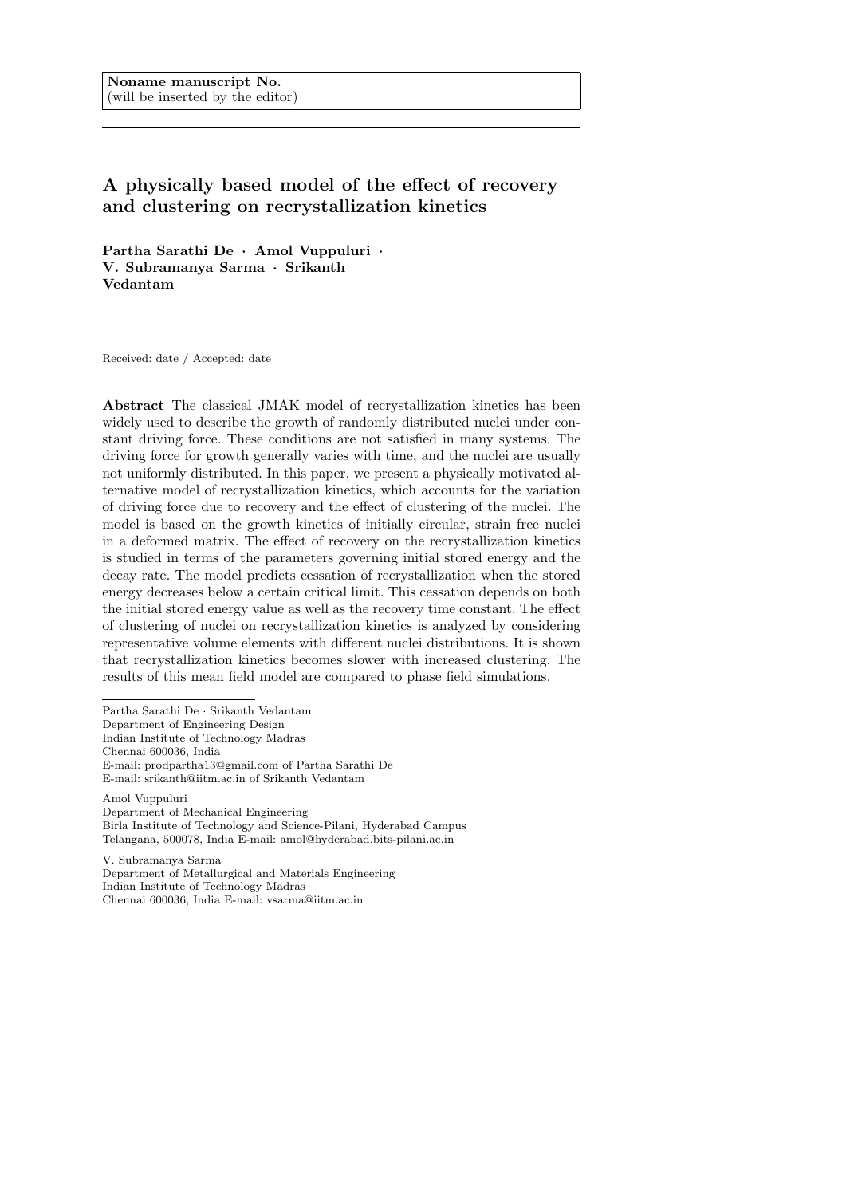Noname manuscript No.
(will be inserted by the editor)

# A physically based model of the effect of recovery and clustering on recrystallization kinetics

**Partha Sarathi De · Amol Vuppuluri · V. Subramanya Sarma · Srikanth Vedantam**

Received: date / Accepted: date

**Abstract** The classical JMAK model of recrystallization kinetics has been widely used to describe the growth of randomly distributed nuclei under constant driving force. These conditions are not satisfied in many systems. The driving force for growth generally varies with time, and the nuclei are usually not uniformly distributed. In this paper, we present a physically motivated alternative model of recrystallization kinetics, which accounts for the variation of driving force due to recovery and the effect of clustering of the nuclei. The model is based on the growth kinetics of initially circular, strain free nuclei in a deformed matrix. The effect of recovery on the recrystallization kinetics is studied in terms of the parameters governing initial stored energy and the decay rate. The model predicts cessation of recrystallization when the stored energy decreases below a certain critical limit. This cessation depends on both the initial stored energy value as well as the recovery time constant. The effect of clustering of nuclei on recrystallization kinetics is analyzed by considering representative volume elements with different nuclei distributions. It is shown that recrystallization kinetics becomes slower with increased clustering. The results of this mean field model are compared to phase field simulations.

---

Partha Sarathi De · Srikanth Vedantam
Department of Engineering Design
Indian Institute of Technology Madras
Chennai 600036, India
E-mail: prodpartha13@gmail.com of Partha Sarathi De
E-mail: srikanth@iitm.ac.in of Srikanth Vedantam

Amol Vuppuluri
Department of Mechanical Engineering
Birla Institute of Technology and Science-Pilani, Hyderabad Campus
Telangana, 500078, India E-mail: amol@hyderabad.bits-pilani.ac.in

V. Subramanya Sarma
Department of Metallurgical and Materials Engineering
Indian Institute of Technology Madras
Chennai 600036, India E-mail: vsarma@iitm.ac.in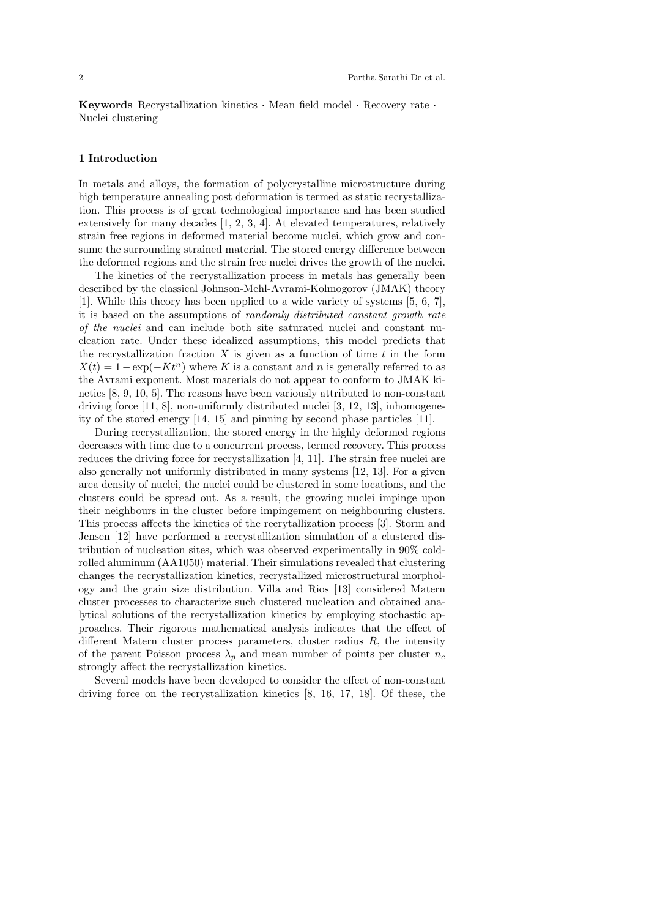**Keywords** Recrystallization kinetics · Mean field model · Recovery rate · Nuclei clustering

## 1 Introduction

In metals and alloys, the formation of polycrystalline microstructure during high temperature annealing post deformation is termed as static recrystallization. This process is of great technological importance and has been studied extensively for many decades [1, 2, 3, 4]. At elevated temperatures, relatively strain free regions in deformed material become nuclei, which grow and consume the surrounding strained material. The stored energy difference between the deformed regions and the strain free nuclei drives the growth of the nuclei.

The kinetics of the recrystallization process in metals has generally been described by the classical Johnson-Mehl-Avrami-Kolmogorov (JMAK) theory [1]. While this theory has been applied to a wide variety of systems [5, 6, 7], it is based on the assumptions of *randomly distributed constant growth rate of the nuclei* and can include both site saturated nuclei and constant nucleation rate. Under these idealized assumptions, this model predicts that the recrystallization fraction $X$ is given as a function of time $t$ in the form $X(t) = 1 - \exp(-Kt^n)$ where $K$ is a constant and $n$ is generally referred to as the Avrami exponent. Most materials do not appear to conform to JMAK kinetics [8, 9, 10, 5]. The reasons have been variously attributed to non-constant driving force [11, 8], non-uniformly distributed nuclei [3, 12, 13], inhomogeneity of the stored energy [14, 15] and pinning by second phase particles [11].

During recrystallization, the stored energy in the highly deformed regions decreases with time due to a concurrent process, termed recovery. This process reduces the driving force for recrystallization [4, 11]. The strain free nuclei are also generally not uniformly distributed in many systems [12, 13]. For a given area density of nuclei, the nuclei could be clustered in some locations, and the clusters could be spread out. As a result, the growing nuclei impinge upon their neighbours in the cluster before impingement on neighbouring clusters. This process affects the kinetics of the recrytallization process [3]. Storm and Jensen [12] have performed a recrystallization simulation of a clustered distribution of nucleation sites, which was observed experimentally in 90% cold-rolled aluminum (AA1050) material. Their simulations revealed that clustering changes the recrystallization kinetics, recrystallized microstructural morphology and the grain size distribution. Villa and Rios [13] considered Matern cluster processes to characterize such clustered nucleation and obtained analytical solutions of the recrystallization kinetics by employing stochastic approaches. Their rigorous mathematical analysis indicates that the effect of different Matern cluster process parameters, cluster radius $R$, the intensity of the parent Poisson process $\lambda_p$ and mean number of points per cluster $n_c$ strongly affect the recrystallization kinetics.

Several models have been developed to consider the effect of non-constant driving force on the recrystallization kinetics [8, 16, 17, 18]. Of these, the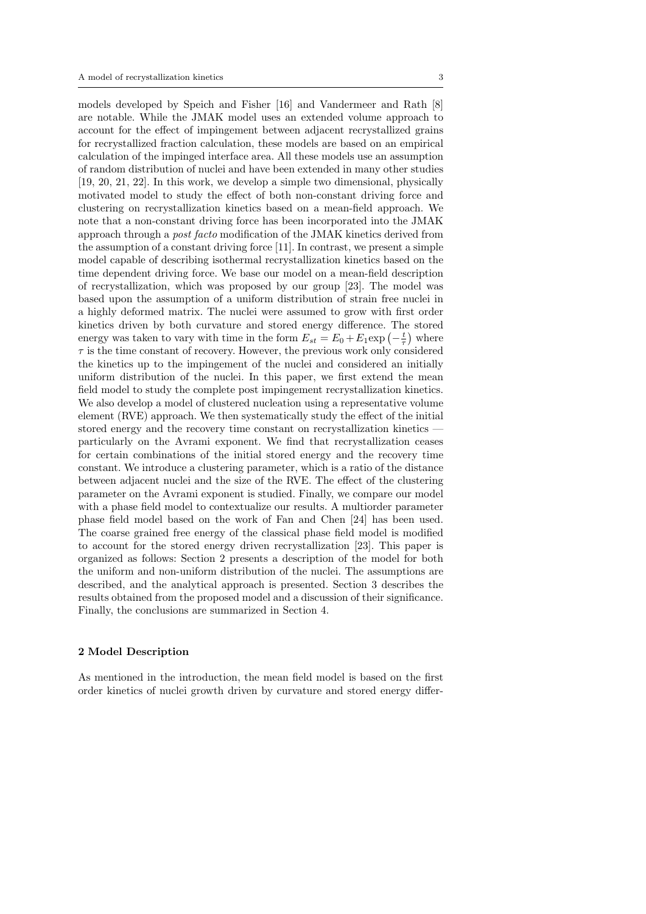models developed by Speich and Fisher [16] and Vandermeer and Rath [8] are notable. While the JMAK model uses an extended volume approach to account for the effect of impingement between adjacent recrystallized grains for recrystallized fraction calculation, these models are based on an empirical calculation of the impinged interface area. All these models use an assumption of random distribution of nuclei and have been extended in many other studies [19, 20, 21, 22]. In this work, we develop a simple two dimensional, physically motivated model to study the effect of both non-constant driving force and clustering on recrystallization kinetics based on a mean-field approach. We note that a non-constant driving force has been incorporated into the JMAK approach through a *post facto* modification of the JMAK kinetics derived from the assumption of a constant driving force [11]. In contrast, we present a simple model capable of describing isothermal recrystallization kinetics based on the time dependent driving force. We base our model on a mean-field description of recrystallization, which was proposed by our group [23]. The model was based upon the assumption of a uniform distribution of strain free nuclei in a highly deformed matrix. The nuclei were assumed to grow with first order kinetics driven by both curvature and stored energy difference. The stored energy was taken to vary with time in the form $E_{st} = E_0 + E_1 \exp\left(-\frac{t}{\tau}\right)$ where $\tau$ is the time constant of recovery. However, the previous work only considered the kinetics up to the impingement of the nuclei and considered an initially uniform distribution of the nuclei. In this paper, we first extend the mean field model to study the complete post impingement recrystallization kinetics. We also develop a model of clustered nucleation using a representative volume element (RVE) approach. We then systematically study the effect of the initial stored energy and the recovery time constant on recrystallization kinetics — particularly on the Avrami exponent. We find that recrystallization ceases for certain combinations of the initial stored energy and the recovery time constant. We introduce a clustering parameter, which is a ratio of the distance between adjacent nuclei and the size of the RVE. The effect of the clustering parameter on the Avrami exponent is studied. Finally, we compare our model with a phase field model to contextualize our results. A multiorder parameter phase field model based on the work of Fan and Chen [24] has been used. The coarse grained free energy of the classical phase field model is modified to account for the stored energy driven recrystallization [23]. This paper is organized as follows: Section 2 presents a description of the model for both the uniform and non-uniform distribution of the nuclei. The assumptions are described, and the analytical approach is presented. Section 3 describes the results obtained from the proposed model and a discussion of their significance. Finally, the conclusions are summarized in Section 4.

## 2 Model Description

As mentioned in the introduction, the mean field model is based on the first order kinetics of nuclei growth driven by curvature and stored energy differ-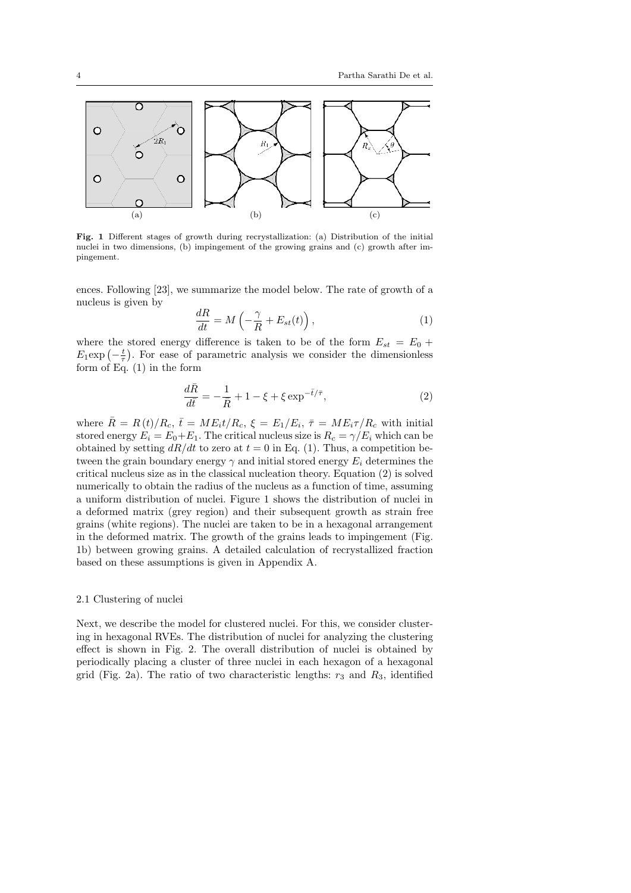**Fig. 1** Different stages of growth during recrystallization: (a) Distribution of the initial nuclei in two dimensions, (b) impingement of the growing grains and (c) growth after impingement.

ences. Following [23], we summarize the model below. The rate of growth of a nucleus is given by

$$\frac{dR}{dt} = M\left(-\frac{\gamma}{R} + E_{st}(t)\right), \tag{1}$$

where the stored energy difference is taken to be of the form $E_{st} = E_0 + E_1 \exp\left(-\frac{t}{\tau}\right)$. For ease of parametric analysis we consider the dimensionless form of Eq. (1) in the form

$$\frac{d\bar{R}}{d\bar{t}} = -\frac{1}{\bar{R}} + 1 - \xi + \xi \exp^{-\bar{t}/\bar{\tau}}, \tag{2}$$

where $\bar{R} = R(t)/R_c$, $\bar{t} = ME_it/R_c$, $\xi = E_1/E_i$, $\bar{\tau} = ME_i\tau/R_c$ with initial stored energy $E_i = E_0 + E_1$. The critical nucleus size is $R_c = \gamma/E_i$ which can be obtained by setting $dR/dt$ to zero at $t = 0$ in Eq. (1). Thus, a competition between the grain boundary energy $\gamma$ and initial stored energy $E_i$ determines the critical nucleus size as in the classical nucleation theory. Equation (2) is solved numerically to obtain the radius of the nucleus as a function of time, assuming a uniform distribution of nuclei. Figure 1 shows the distribution of nuclei in a deformed matrix (grey region) and their subsequent growth as strain free grains (white regions). The nuclei are taken to be in a hexagonal arrangement in the deformed matrix. The growth of the grains leads to impingement (Fig. 1b) between growing grains. A detailed calculation of recrystallized fraction based on these assumptions is given in Appendix A.

### 2.1 Clustering of nuclei

Next, we describe the model for clustered nuclei. For this, we consider clustering in hexagonal RVEs. The distribution of nuclei for analyzing the clustering effect is shown in Fig. 2. The overall distribution of nuclei is obtained by periodically placing a cluster of three nuclei in each hexagon of a hexagonal grid (Fig. 2a). The ratio of two characteristic lengths: $r_3$ and $R_3$, identified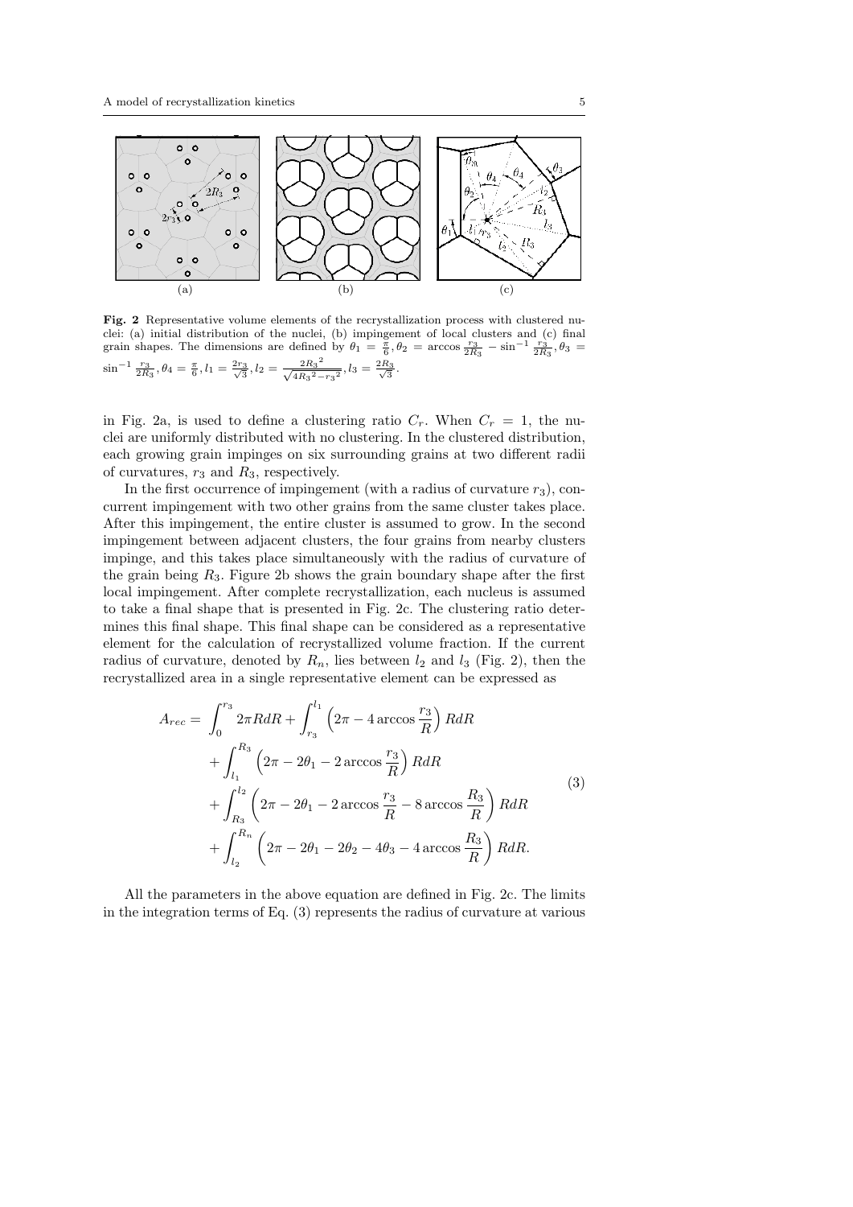**Fig. 2** Representative volume elements of the recrystallization process with clustered nuclei: (a) initial distribution of the nuclei, (b) impingement of local clusters and (c) final grain shapes. The dimensions are defined by $\theta_1 = \frac{\pi}{6}, \theta_2 = \arccos\frac{r_3}{2R_3} - \sin^{-1}\frac{r_3}{2R_3}, \theta_3 = \sin^{-1}\frac{r_3}{2R_3}, \theta_4 = \frac{\pi}{6}, l_1 = \frac{2r_3}{\sqrt{3}}, l_2 = \frac{2{R_3}^2}{\sqrt{4{R_3}^2 - {r_3}^2}}, l_3 = \frac{2R_3}{\sqrt{3}}$.

in Fig. 2a, is used to define a clustering ratio $C_r$. When $C_r = 1$, the nuclei are uniformly distributed with no clustering. In the clustered distribution, each growing grain impinges on six surrounding grains at two different radii of curvatures, $r_3$ and $R_3$, respectively.

In the first occurrence of impingement (with a radius of curvature $r_3$), concurrent impingement with two other grains from the same cluster takes place. After this impingement, the entire cluster is assumed to grow. In the second impingement between adjacent clusters, the four grains from nearby clusters impinge, and this takes place simultaneously with the radius of curvature of the grain being $R_3$. Figure 2b shows the grain boundary shape after the first local impingement. After complete recrystallization, each nucleus is assumed to take a final shape that is presented in Fig. 2c. The clustering ratio determines this final shape. This final shape can be considered as a representative element for the calculation of recrystallized volume fraction. If the current radius of curvature, denoted by $R_n$, lies between $l_2$ and $l_3$ (Fig. 2), then the recrystallized area in a single representative element can be expressed as

$$
\begin{aligned}
A_{rec} = & \int_0^{r_3} 2\pi R dR + \int_{r_3}^{l_1} \left(2\pi - 4\arccos\frac{r_3}{R}\right) RdR \\
& + \int_{l_1}^{R_3} \left(2\pi - 2\theta_1 - 2\arccos\frac{r_3}{R}\right) RdR \\
& + \int_{R_3}^{l_2} \left(2\pi - 2\theta_1 - 2\arccos\frac{r_3}{R} - 8\arccos\frac{R_3}{R}\right) RdR \\
& + \int_{l_2}^{R_n} \left(2\pi - 2\theta_1 - 2\theta_2 - 4\theta_3 - 4\arccos\frac{R_3}{R}\right) RdR.
\end{aligned} \tag{3}
$$

All the parameters in the above equation are defined in Fig. 2c. The limits in the integration terms of Eq. (3) represents the radius of curvature at various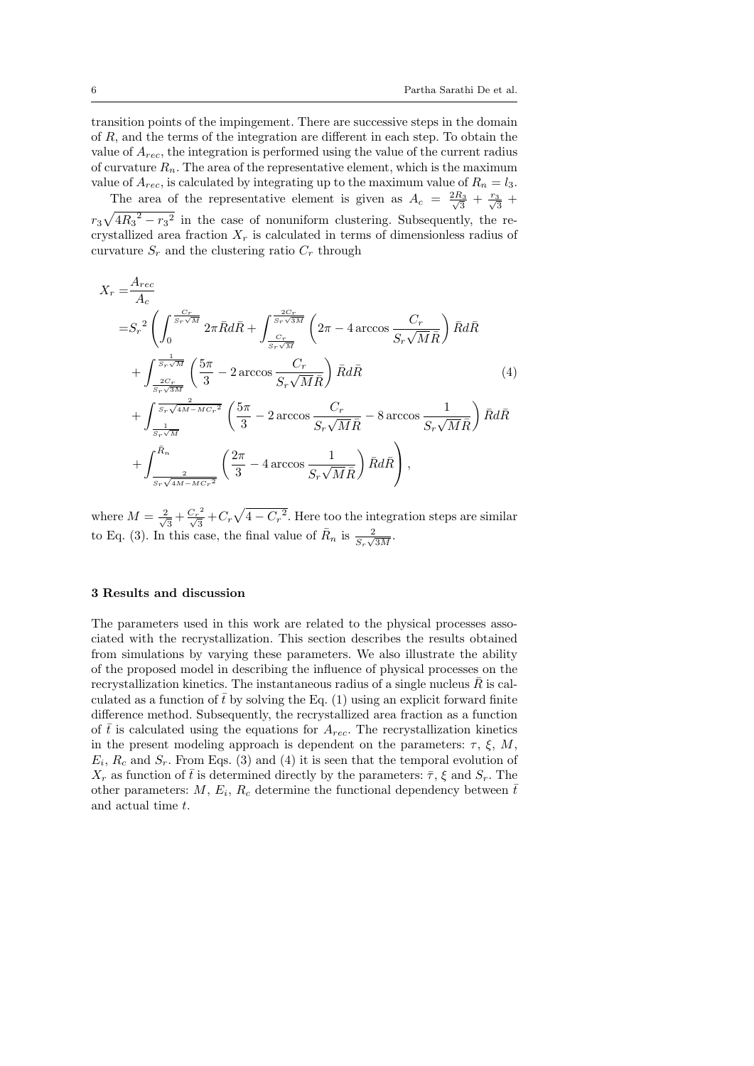transition points of the impingement. There are successive steps in the domain of $R$, and the terms of the integration are different in each step. To obtain the value of $A_{rec}$, the integration is performed using the value of the current radius of curvature $R_n$. The area of the representative element, which is the maximum value of $A_{rec}$, is calculated by integrating up to the maximum value of $R_n = l_3$.

The area of the representative element is given as $A_c = \frac{2R_3}{\sqrt{3}} + \frac{r_3}{\sqrt{3}} + r_3\sqrt{4{R_3}^2 - {r_3}^2}$ in the case of nonuniform clustering. Subsequently, the recrystallized area fraction $X_r$ is calculated in terms of dimensionless radius of curvature $S_r$ and the clustering ratio $C_r$ through

$$
\begin{aligned}
X_r =& \frac{A_{rec}}{A_c} \\
=& {S_r}^2 \left( \int_0^{\frac{C_r}{S_r\sqrt{M}}} 2\pi \bar{R} d\bar{R} + \int_{\frac{C_r}{S_r\sqrt{M}}}^{\frac{2C_r}{S_r\sqrt{3M}}} \left( 2\pi - 4\arccos\frac{C_r}{S_r\sqrt{M}\bar{R}} \right) \bar{R} d\bar{R} \right. \\
&+ \int_{\frac{2C_r}{S_r\sqrt{3M}}}^{\frac{1}{S_r\sqrt{M}}} \left( \frac{5\pi}{3} - 2\arccos\frac{C_r}{S_r\sqrt{M}\bar{R}} \right) \bar{R} d\bar{R} \qquad (4) \\
&+ \int_{\frac{1}{S_r\sqrt{M}}}^{\frac{2}{S_r\sqrt{4M - M{C_r}^2}}} \left( \frac{5\pi}{3} - 2\arccos\frac{C_r}{S_r\sqrt{M}\bar{R}} - 8\arccos\frac{1}{S_r\sqrt{M}\bar{R}} \right) \bar{R} d\bar{R} \\
&\left. + \int_{\frac{2}{S_r\sqrt{4M - M{C_r}^2}}}^{\bar{R}_n} \left( \frac{2\pi}{3} - 4\arccos\frac{1}{S_r\sqrt{M}\bar{R}} \right) \bar{R} d\bar{R} \right),
\end{aligned}
$$

where $M = \frac{2}{\sqrt{3}} + \frac{{C_r}^2}{\sqrt{3}} + C_r\sqrt{4 - {C_r}^2}$. Here too the integration steps are similar to Eq. (3). In this case, the final value of $\bar{R}_n$ is $\frac{2}{S_r\sqrt{3M}}$.

## 3 Results and discussion

The parameters used in this work are related to the physical processes associated with the recrystallization. This section describes the results obtained from simulations by varying these parameters. We also illustrate the ability of the proposed model in describing the influence of physical processes on the recrystallization kinetics. The instantaneous radius of a single nucleus $\bar{R}$ is calculated as a function of $\bar{t}$ by solving the Eq. (1) using an explicit forward finite difference method. Subsequently, the recrystallized area fraction as a function of $\bar{t}$ is calculated using the equations for $A_{rec}$. The recrystallization kinetics in the present modeling approach is dependent on the parameters: $\tau$, $\xi$, $M$, $E_i$, $R_c$ and $S_r$. From Eqs. (3) and (4) it is seen that the temporal evolution of $X_r$ as function of $\bar{t}$ is determined directly by the parameters: $\bar{\tau}$, $\xi$ and $S_r$. The other parameters: $M$, $E_i$, $R_c$ determine the functional dependency between $\bar{t}$ and actual time $t$.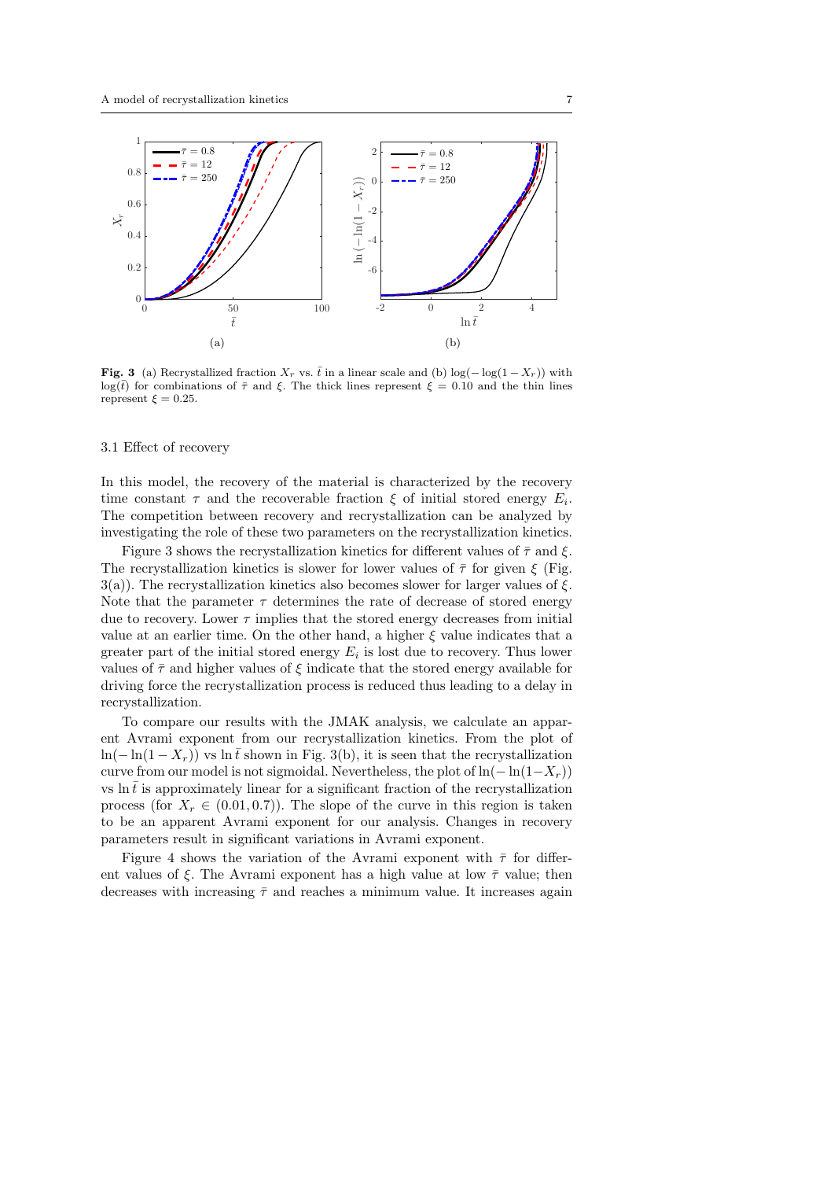**Fig. 3** (a) Recrystallized fraction $X_r$ vs. $\bar{t}$ in a linear scale and (b) $\log(-\log(1-X_r))$ with $\log(\bar{t})$ for combinations of $\bar{\tau}$ and $\xi$. The thick lines represent $\xi = 0.10$ and the thin lines represent $\xi = 0.25$.

### 3.1 Effect of recovery

In this model, the recovery of the material is characterized by the recovery time constant $\tau$ and the recoverable fraction $\xi$ of initial stored energy $E_i$. The competition between recovery and recrystallization can be analyzed by investigating the role of these two parameters on the recrystallization kinetics.

Figure 3 shows the recrystallization kinetics for different values of $\bar{\tau}$ and $\xi$. The recrystallization kinetics is slower for lower values of $\bar{\tau}$ for given $\xi$ (Fig. 3(a)). The recrystallization kinetics also becomes slower for larger values of $\xi$. Note that the parameter $\tau$ determines the rate of decrease of stored energy due to recovery. Lower $\tau$ implies that the stored energy decreases from initial value at an earlier time. On the other hand, a higher $\xi$ value indicates that a greater part of the initial stored energy $E_i$ is lost due to recovery. Thus lower values of $\bar{\tau}$ and higher values of $\xi$ indicate that the stored energy available for driving force the recrystallization process is reduced thus leading to a delay in recrystallization.

To compare our results with the JMAK analysis, we calculate an apparent Avrami exponent from our recrystallization kinetics. From the plot of $\ln(-\ln(1-X_r))$ vs $\ln\bar{t}$ shown in Fig. 3(b), it is seen that the recrystallization curve from our model is not sigmoidal. Nevertheless, the plot of $\ln(-\ln(1-X_r))$ vs $\ln\bar{t}$ is approximately linear for a significant fraction of the recrystallization process (for $X_r \in (0.01, 0.7)$). The slope of the curve in this region is taken to be an apparent Avrami exponent for our analysis. Changes in recovery parameters result in significant variations in Avrami exponent.

Figure 4 shows the variation of the Avrami exponent with $\bar{\tau}$ for different values of $\xi$. The Avrami exponent has a high value at low $\bar{\tau}$ value; then decreases with increasing $\bar{\tau}$ and reaches a minimum value. It increases again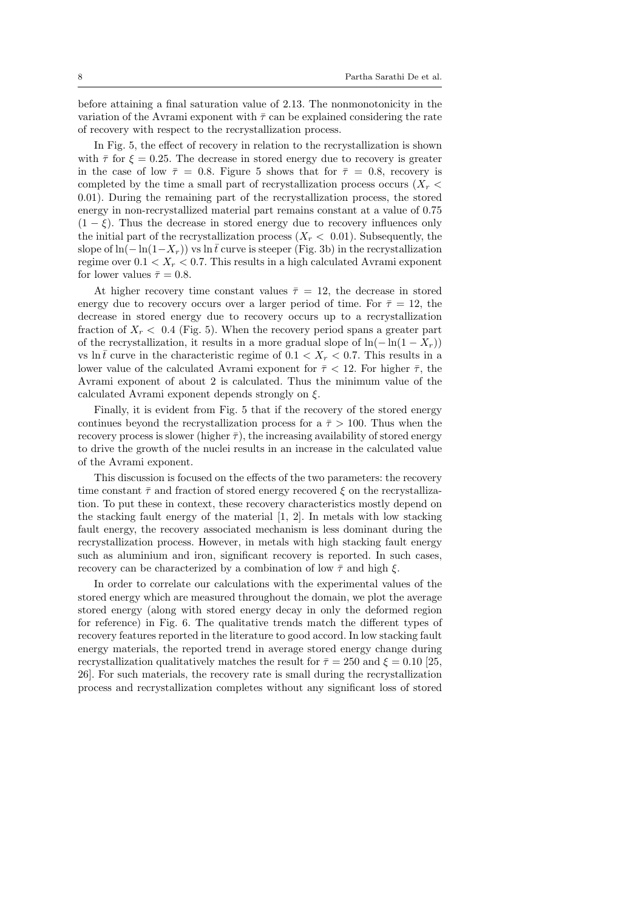before attaining a final saturation value of 2.13. The nonmonotonicity in the variation of the Avrami exponent with $\bar{\tau}$ can be explained considering the rate of recovery with respect to the recrystallization process.

In Fig. 5, the effect of recovery in relation to the recrystallization is shown with $\bar{\tau}$ for $\xi = 0.25$. The decrease in stored energy due to recovery is greater in the case of low $\bar{\tau} = 0.8$. Figure 5 shows that for $\bar{\tau} = 0.8$, recovery is completed by the time a small part of recrystallization process occurs ($X_r < 0.01$). During the remaining part of the recrystallization process, the stored energy in non-recrystallized material part remains constant at a value of 0.75 $(1 - \xi)$. Thus the decrease in stored energy due to recovery influences only the initial part of the recrystallization process ($X_r < 0.01$). Subsequently, the slope of $\ln(-\ln(1-X_r))$ vs $\ln \bar{t}$ curve is steeper (Fig. 3b) in the recrystallization regime over $0.1 < X_r < 0.7$. This results in a high calculated Avrami exponent for lower values $\bar{\tau} = 0.8$.

At higher recovery time constant values $\bar{\tau} = 12$, the decrease in stored energy due to recovery occurs over a larger period of time. For $\bar{\tau} = 12$, the decrease in stored energy due to recovery occurs up to a recrystallization fraction of $X_r < 0.4$ (Fig. 5). When the recovery period spans a greater part of the recrystallization, it results in a more gradual slope of $\ln(-\ln(1 - X_r))$ vs $\ln \bar{t}$ curve in the characteristic regime of $0.1 < X_r < 0.7$. This results in a lower value of the calculated Avrami exponent for $\bar{\tau} < 12$. For higher $\bar{\tau}$, the Avrami exponent of about 2 is calculated. Thus the minimum value of the calculated Avrami exponent depends strongly on $\xi$.

Finally, it is evident from Fig. 5 that if the recovery of the stored energy continues beyond the recrystallization process for a $\bar{\tau} > 100$. Thus when the recovery process is slower (higher $\bar{\tau}$), the increasing availability of stored energy to drive the growth of the nuclei results in an increase in the calculated value of the Avrami exponent.

This discussion is focused on the effects of the two parameters: the recovery time constant $\bar{\tau}$ and fraction of stored energy recovered $\xi$ on the recrystallization. To put these in context, these recovery characteristics mostly depend on the stacking fault energy of the material [1, 2]. In metals with low stacking fault energy, the recovery associated mechanism is less dominant during the recrystallization process. However, in metals with high stacking fault energy such as aluminium and iron, significant recovery is reported. In such cases, recovery can be characterized by a combination of low $\bar{\tau}$ and high $\xi$.

In order to correlate our calculations with the experimental values of the stored energy which are measured throughout the domain, we plot the average stored energy (along with stored energy decay in only the deformed region for reference) in Fig. 6. The qualitative trends match the different types of recovery features reported in the literature to good accord. In low stacking fault energy materials, the reported trend in average stored energy change during recrystallization qualitatively matches the result for $\bar{\tau} = 250$ and $\xi = 0.10$ [25, 26]. For such materials, the recovery rate is small during the recrystallization process and recrystallization completes without any significant loss of stored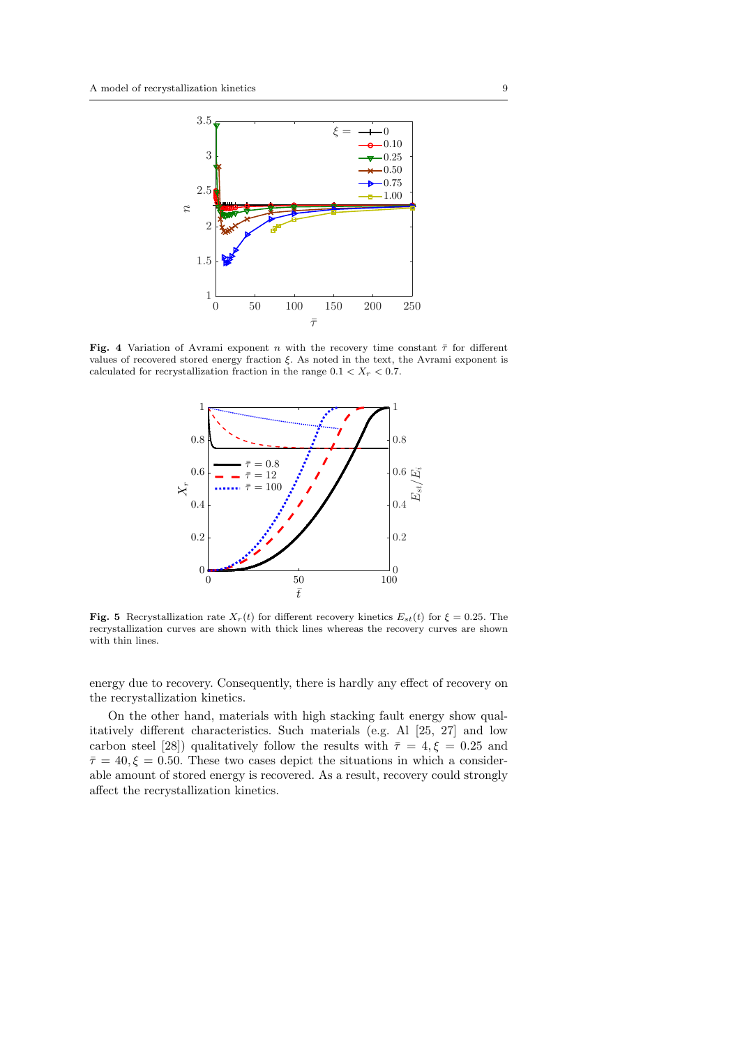**Fig. 4** Variation of Avrami exponent $n$ with the recovery time constant $\bar{\tau}$ for different values of recovered stored energy fraction $\xi$. As noted in the text, the Avrami exponent is calculated for recrystallization fraction in the range $0.1 < X_r < 0.7$.

**Fig. 5** Recrystallization rate $X_r(t)$ for different recovery kinetics $E_{st}(t)$ for $\xi = 0.25$. The recrystallization curves are shown with thick lines whereas the recovery curves are shown with thin lines.

energy due to recovery. Consequently, there is hardly any effect of recovery on the recrystallization kinetics.

On the other hand, materials with high stacking fault energy show qualitatively different characteristics. Such materials (e.g. Al [25, 27] and low carbon steel [28]) qualitatively follow the results with $\bar{\tau} = 4, \xi = 0.25$ and $\bar{\tau} = 40, \xi = 0.50$. These two cases depict the situations in which a considerable amount of stored energy is recovered. As a result, recovery could strongly affect the recrystallization kinetics.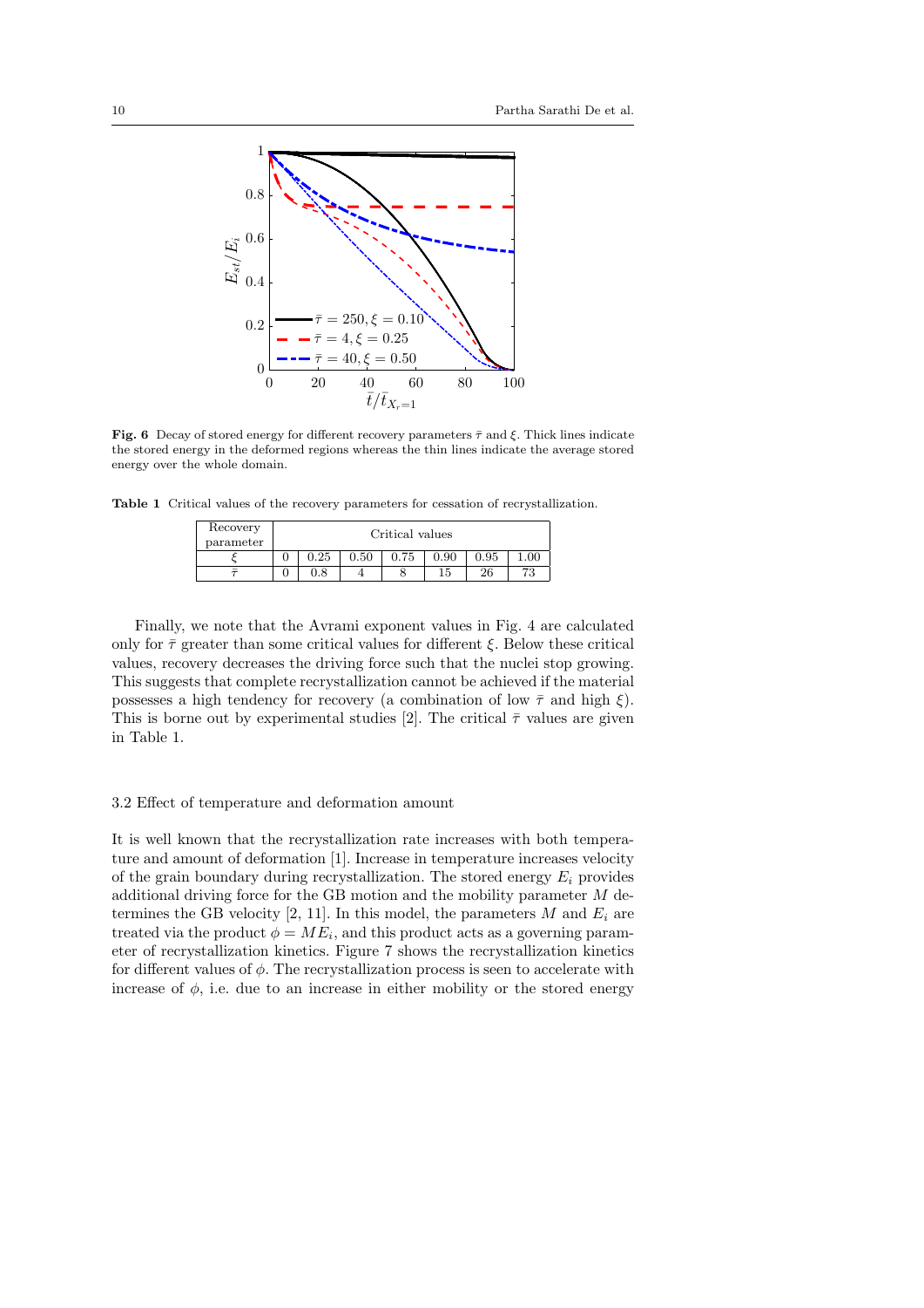**Fig. 6** Decay of stored energy for different recovery parameters $\bar{\tau}$ and $\xi$. Thick lines indicate the stored energy in the deformed regions whereas the thin lines indicate the average stored energy over the whole domain.

**Table 1** Critical values of the recovery parameters for cessation of recrystallization.

| Recovery parameter | Critical values | | | | | | |
|---|---|---|---|---|---|---|---|
| $\xi$ | 0 | 0.25 | 0.50 | 0.75 | 0.90 | 0.95 | 1.00 |
| $\bar{\tau}$ | 0 | 0.8 | 4 | 8 | 15 | 26 | 73 |

Finally, we note that the Avrami exponent values in Fig. 4 are calculated only for $\bar{\tau}$ greater than some critical values for different $\xi$. Below these critical values, recovery decreases the driving force such that the nuclei stop growing. This suggests that complete recrystallization cannot be achieved if the material possesses a high tendency for recovery (a combination of low $\bar{\tau}$ and high $\xi$). This is borne out by experimental studies [2]. The critical $\bar{\tau}$ values are given in Table 1.

### 3.2 Effect of temperature and deformation amount

It is well known that the recrystallization rate increases with both temperature and amount of deformation [1]. Increase in temperature increases velocity of the grain boundary during recrystallization. The stored energy $E_i$ provides additional driving force for the GB motion and the mobility parameter $M$ determines the GB velocity [2, 11]. In this model, the parameters $M$ and $E_i$ are treated via the product $\phi = ME_i$, and this product acts as a governing parameter of recrystallization kinetics. Figure 7 shows the recrystallization kinetics for different values of $\phi$. The recrystallization process is seen to accelerate with increase of $\phi$, i.e. due to an increase in either mobility or the stored energy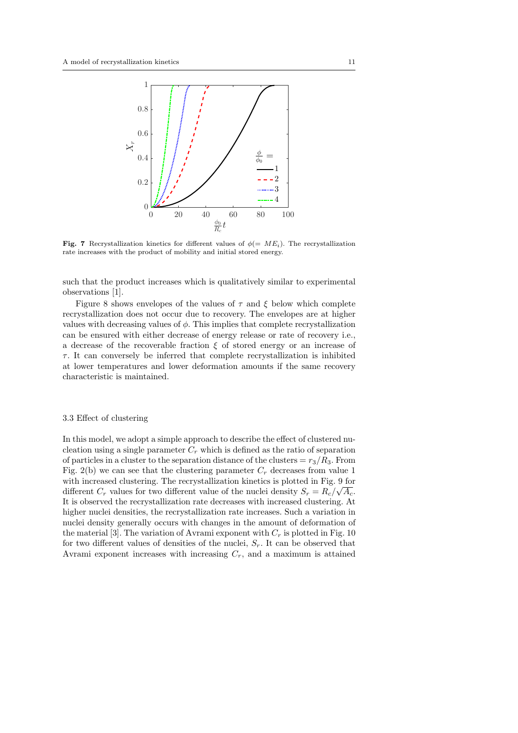**Fig. 7** Recrystallization kinetics for different values of $\phi(= ME_i)$. The recrystallization rate increases with the product of mobility and initial stored energy.

such that the product increases which is qualitatively similar to experimental observations [1].

Figure 8 shows envelopes of the values of $\tau$ and $\xi$ below which complete recrystallization does not occur due to recovery. The envelopes are at higher values with decreasing values of $\phi$. This implies that complete recrystallization can be ensured with either decrease of energy release or rate of recovery i.e., a decrease of the recoverable fraction $\xi$ of stored energy or an increase of $\tau$. It can conversely be inferred that complete recrystallization is inhibited at lower temperatures and lower deformation amounts if the same recovery characteristic is maintained.

### 3.3 Effect of clustering

In this model, we adopt a simple approach to describe the effect of clustered nucleation using a single parameter $C_r$ which is defined as the ratio of separation of particles in a cluster to the separation distance of the clusters $= r_3/R_3$. From Fig. 2(b) we can see that the clustering parameter $C_r$ decreases from value 1 with increased clustering. The recrystallization kinetics is plotted in Fig. 9 for different $C_r$ values for two different value of the nuclei density $S_r = R_c/\sqrt{A_c}$. It is observed the recrystallization rate decreases with increased clustering. At higher nuclei densities, the recrystallization rate increases. Such a variation in nuclei density generally occurs with changes in the amount of deformation of the material [3]. The variation of Avrami exponent with $C_r$ is plotted in Fig. 10 for two different values of densities of the nuclei, $S_r$. It can be observed that Avrami exponent increases with increasing $C_r$, and a maximum is attained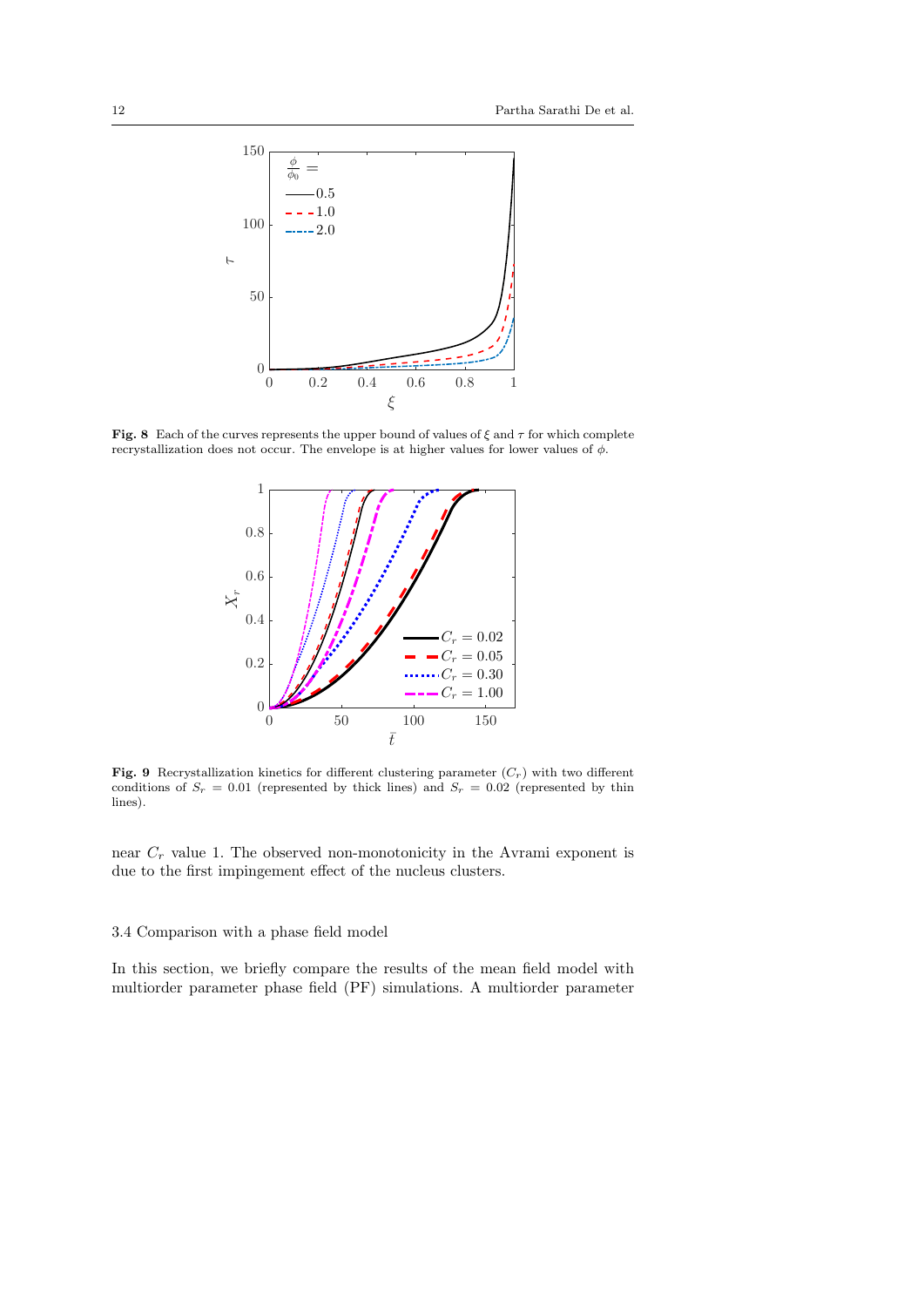**Fig. 8** Each of the curves represents the upper bound of values of $\xi$ and $\tau$ for which complete recrystallization does not occur. The envelope is at higher values for lower values of $\phi$.

**Fig. 9** Recrystallization kinetics for different clustering parameter ($C_r$) with two different conditions of $S_r = 0.01$ (represented by thick lines) and $S_r = 0.02$ (represented by thin lines).

near $C_r$ value 1. The observed non-monotonicity in the Avrami exponent is due to the first impingement effect of the nucleus clusters.

### 3.4 Comparison with a phase field model

In this section, we briefly compare the results of the mean field model with multiorder parameter phase field (PF) simulations. A multiorder parameter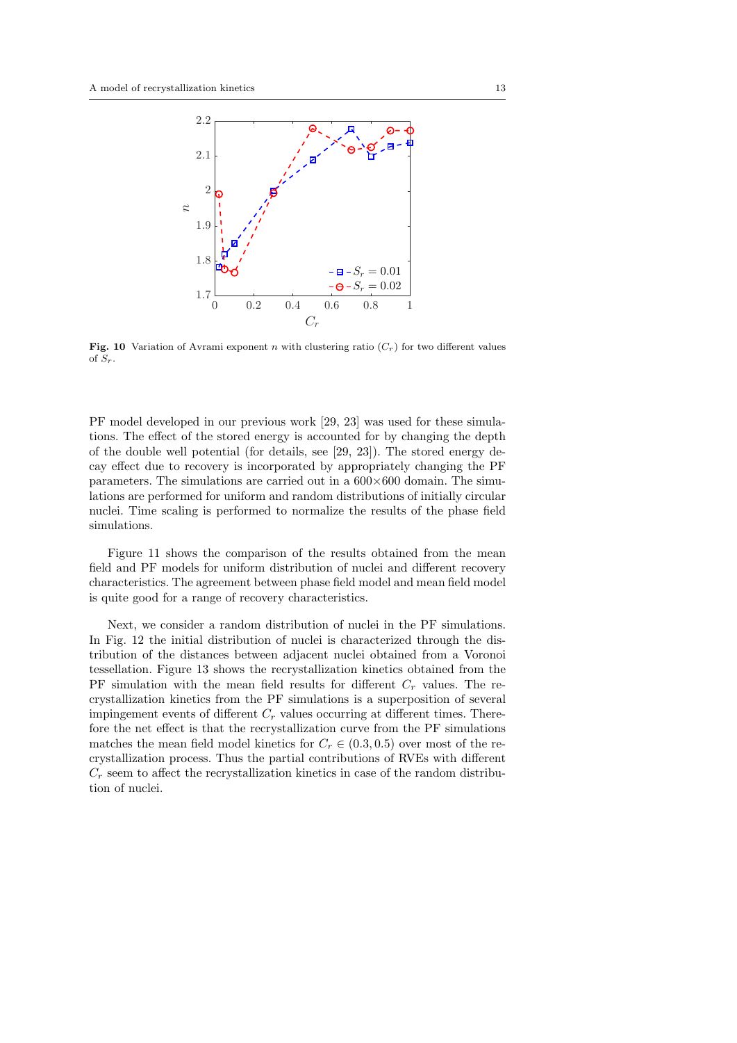**Fig. 10** Variation of Avrami exponent $n$ with clustering ratio ($C_r$) for two different values of $S_r$.

PF model developed in our previous work [29, 23] was used for these simulations. The effect of the stored energy is accounted for by changing the depth of the double well potential (for details, see [29, 23]). The stored energy decay effect due to recovery is incorporated by appropriately changing the PF parameters. The simulations are carried out in a 600×600 domain. The simulations are performed for uniform and random distributions of initially circular nuclei. Time scaling is performed to normalize the results of the phase field simulations.

Figure 11 shows the comparison of the results obtained from the mean field and PF models for uniform distribution of nuclei and different recovery characteristics. The agreement between phase field model and mean field model is quite good for a range of recovery characteristics.

Next, we consider a random distribution of nuclei in the PF simulations. In Fig. 12 the initial distribution of nuclei is characterized through the distribution of the distances between adjacent nuclei obtained from a Voronoi tessellation. Figure 13 shows the recrystallization kinetics obtained from the PF simulation with the mean field results for different $C_r$ values. The recrystallization kinetics from the PF simulations is a superposition of several impingement events of different $C_r$ values occurring at different times. Therefore the net effect is that the recrystallization curve from the PF simulations matches the mean field model kinetics for $C_r \in (0.3, 0.5)$ over most of the recrystallization process. Thus the partial contributions of RVEs with different $C_r$ seem to affect the recrystallization kinetics in case of the random distribution of nuclei.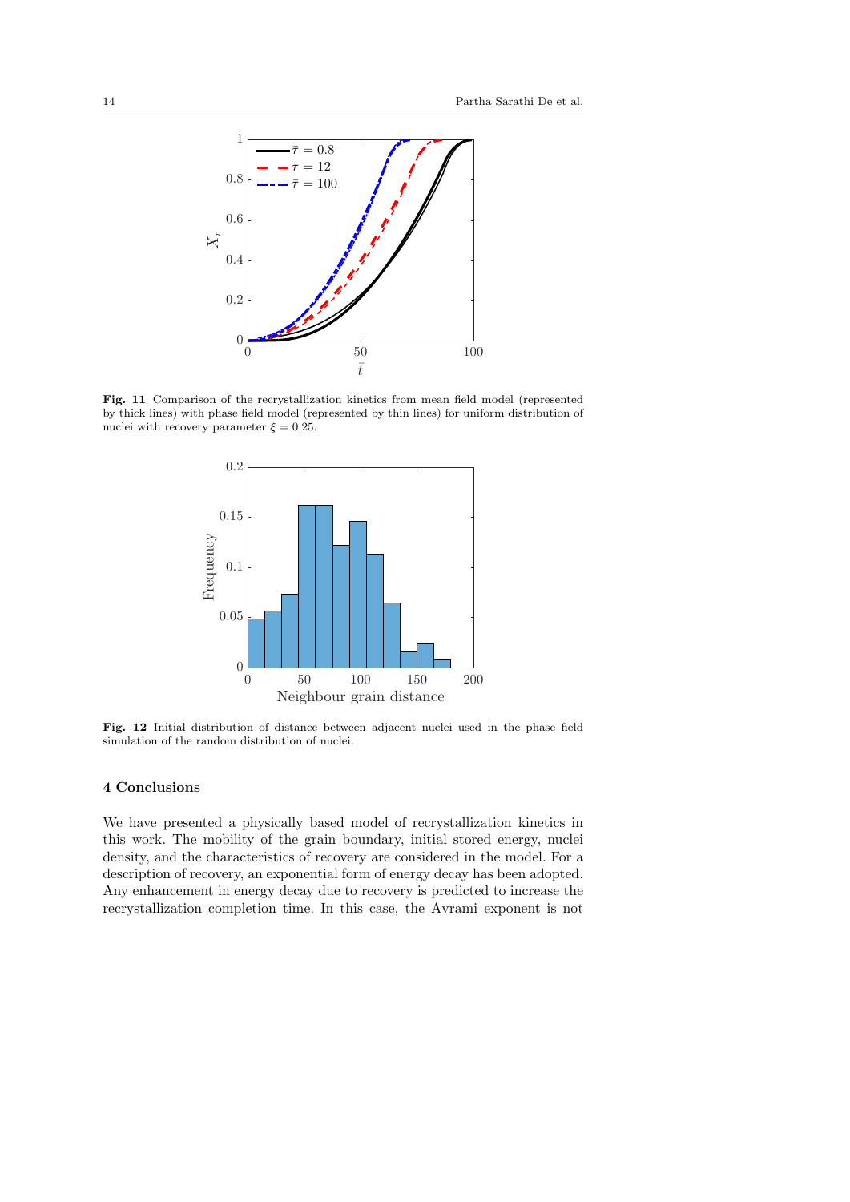**Fig. 11** Comparison of the recrystallization kinetics from mean field model (represented by thick lines) with phase field model (represented by thin lines) for uniform distribution of nuclei with recovery parameter $\xi = 0.25$.

**Fig. 12** Initial distribution of distance between adjacent nuclei used in the phase field simulation of the random distribution of nuclei.

## 4 Conclusions

We have presented a physically based model of recrystallization kinetics in this work. The mobility of the grain boundary, initial stored energy, nuclei density, and the characteristics of recovery are considered in the model. For a description of recovery, an exponential form of energy decay has been adopted. Any enhancement in energy decay due to recovery is predicted to increase the recrystallization completion time. In this case, the Avrami exponent is not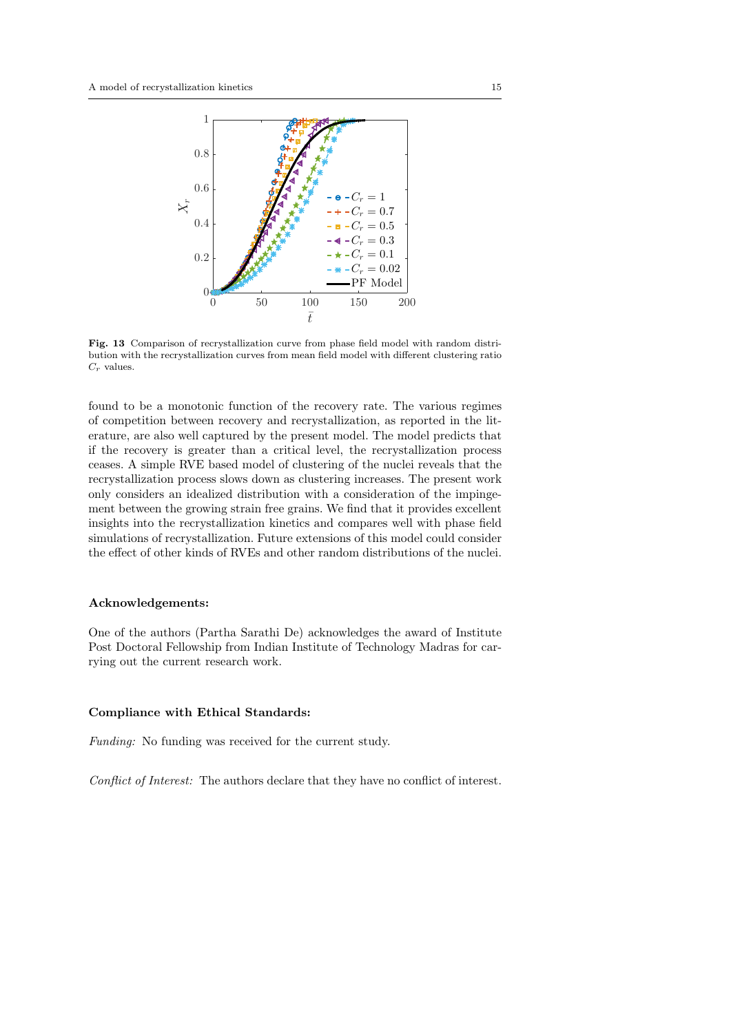**Fig. 13** Comparison of recrystallization curve from phase field model with random distribution with the recrystallization curves from mean field model with different clustering ratio $C_r$ values.

found to be a monotonic function of the recovery rate. The various regimes of competition between recovery and recrystallization, as reported in the literature, are also well captured by the present model. The model predicts that if the recovery is greater than a critical level, the recrystallization process ceases. A simple RVE based model of clustering of the nuclei reveals that the recrystallization process slows down as clustering increases. The present work only considers an idealized distribution with a consideration of the impingement between the growing strain free grains. We find that it provides excellent insights into the recrystallization kinetics and compares well with phase field simulations of recrystallization. Future extensions of this model could consider the effect of other kinds of RVEs and other random distributions of the nuclei.

**Acknowledgements:**

One of the authors (Partha Sarathi De) acknowledges the award of Institute Post Doctoral Fellowship from Indian Institute of Technology Madras for carrying out the current research work.

**Compliance with Ethical Standards:**

*Funding:* No funding was received for the current study.

*Conflict of Interest:* The authors declare that they have no conflict of interest.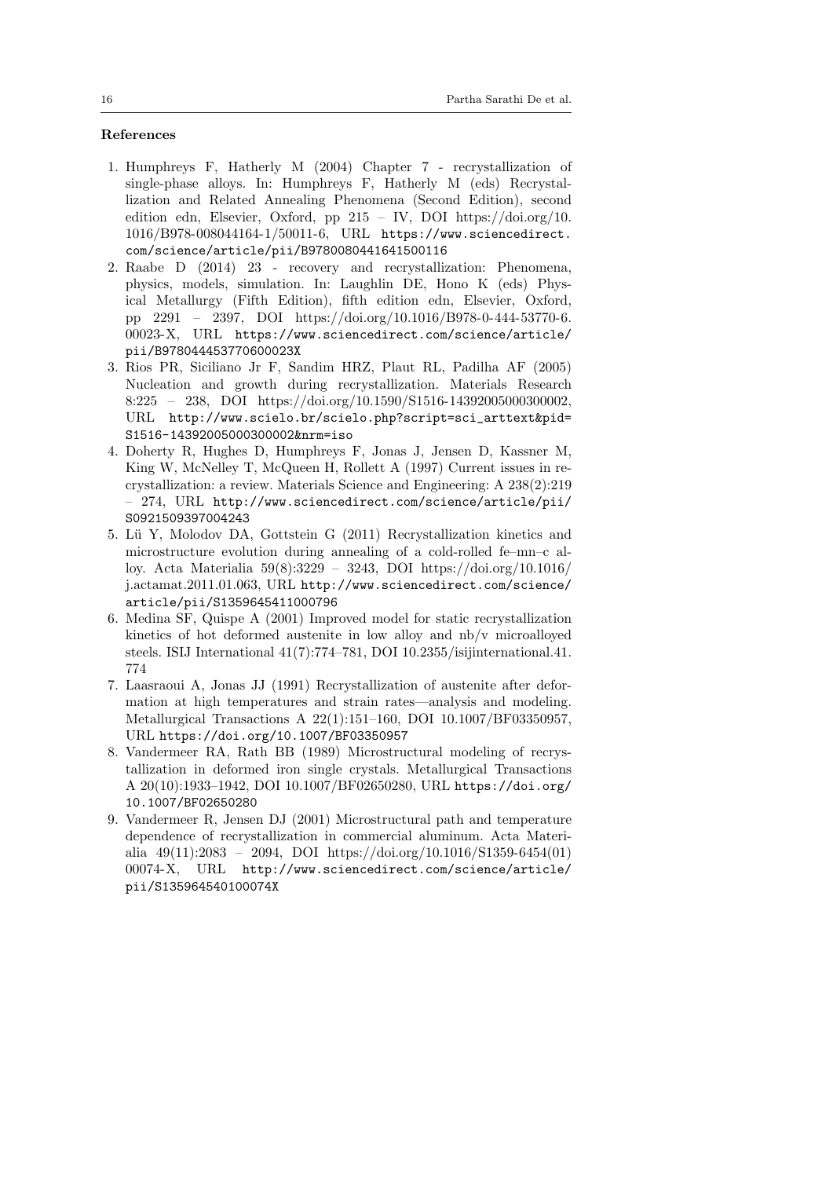### References

1. Humphreys F, Hatherly M (2004) Chapter 7 - recrystallization of single-phase alloys. In: Humphreys F, Hatherly M (eds) Recrystallization and Related Annealing Phenomena (Second Edition), second edition edn, Elsevier, Oxford, pp 215 – IV, DOI https://doi.org/10.1016/B978-008044164-1/50011-6, URL https://www.sciencedirect.com/science/article/pii/B9780080441641500116
2. Raabe D (2014) 23 - recovery and recrystallization: Phenomena, physics, models, simulation. In: Laughlin DE, Hono K (eds) Physical Metallurgy (Fifth Edition), fifth edition edn, Elsevier, Oxford, pp 2291 – 2397, DOI https://doi.org/10.1016/B978-0-444-53770-6.00023-X, URL https://www.sciencedirect.com/science/article/pii/B978044453770600023X
3. Rios PR, Siciliano Jr F, Sandim HRZ, Plaut RL, Padilha AF (2005) Nucleation and growth during recrystallization. Materials Research 8:225 – 238, DOI https://doi.org/10.1590/S1516-14392005000300002, URL http://www.scielo.br/scielo.php?script=sci_arttext&pid=S1516-14392005000300002&nrm=iso
4. Doherty R, Hughes D, Humphreys F, Jonas J, Jensen D, Kassner M, King W, McNelley T, McQueen H, Rollett A (1997) Current issues in recrystallization: a review. Materials Science and Engineering: A 238(2):219 – 274, URL http://www.sciencedirect.com/science/article/pii/S0921509397004243
5. Lü Y, Molodov DA, Gottstein G (2011) Recrystallization kinetics and microstructure evolution during annealing of a cold-rolled fe–mn–c alloy. Acta Materialia 59(8):3229 – 3243, DOI https://doi.org/10.1016/j.actamat.2011.01.063, URL http://www.sciencedirect.com/science/article/pii/S1359645411000796
6. Medina SF, Quispe A (2001) Improved model for static recrystallization kinetics of hot deformed austenite in low alloy and nb/v microalloyed steels. ISIJ International 41(7):774–781, DOI 10.2355/isijinternational.41.774
7. Laasraoui A, Jonas JJ (1991) Recrystallization of austenite after deformation at high temperatures and strain rates—analysis and modeling. Metallurgical Transactions A 22(1):151–160, DOI 10.1007/BF03350957, URL https://doi.org/10.1007/BF03350957
8. Vandermeer RA, Rath BB (1989) Microstructural modeling of recrystallization in deformed iron single crystals. Metallurgical Transactions A 20(10):1933–1942, DOI 10.1007/BF02650280, URL https://doi.org/10.1007/BF02650280
9. Vandermeer R, Jensen DJ (2001) Microstructural path and temperature dependence of recrystallization in commercial aluminum. Acta Materialia 49(11):2083 – 2094, DOI https://doi.org/10.1016/S1359-6454(01)00074-X, URL http://www.sciencedirect.com/science/article/pii/S135964540100074X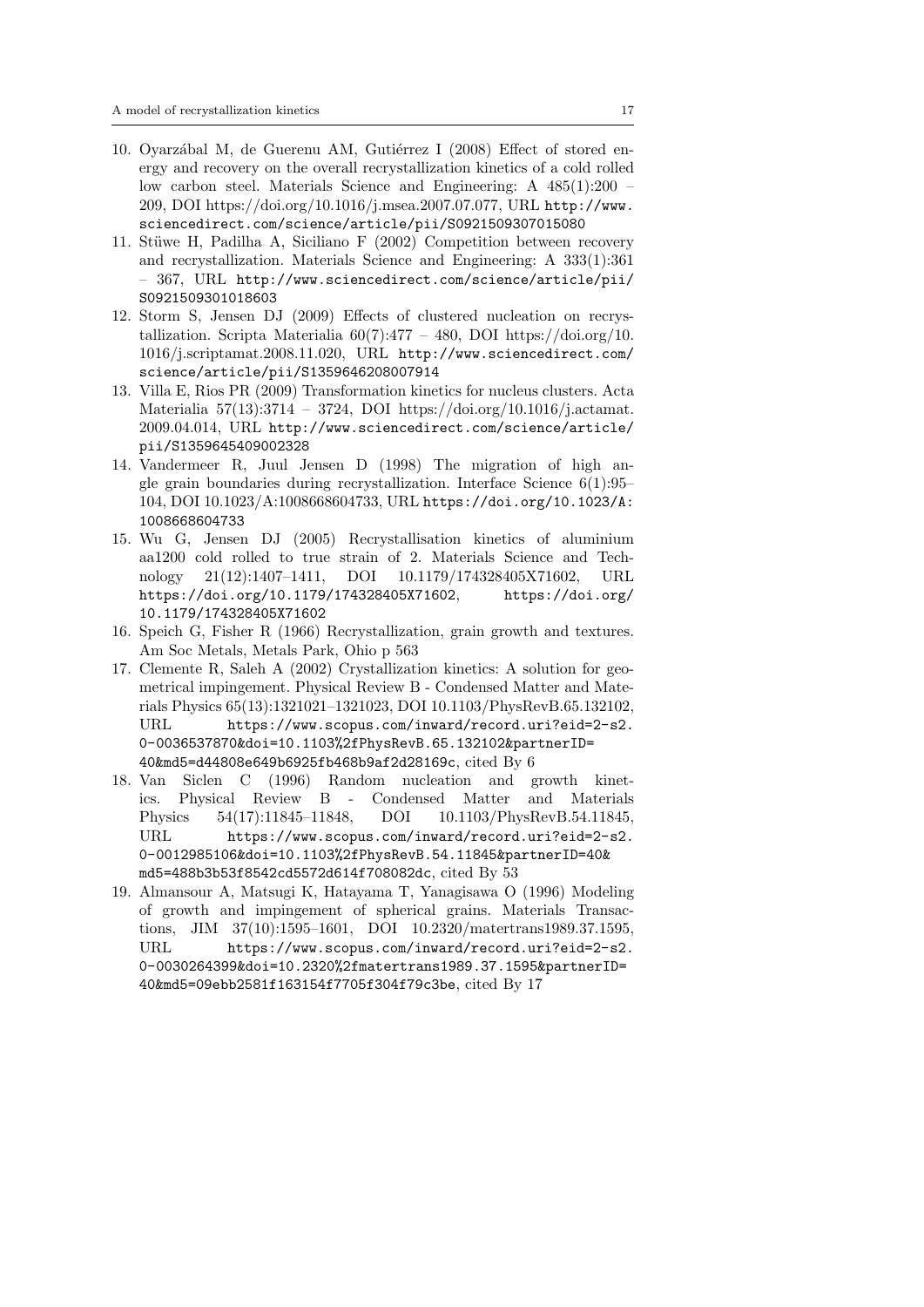10. Oyarzábal M, de Guerenu AM, Gutiérrez I (2008) Effect of stored energy and recovery on the overall recrystallization kinetics of a cold rolled low carbon steel. Materials Science and Engineering: A 485(1):200 – 209, DOI https://doi.org/10.1016/j.msea.2007.07.077, URL http://www.sciencedirect.com/science/article/pii/S0921509307015080
11. Stüwe H, Padilha A, Siciliano F (2002) Competition between recovery and recrystallization. Materials Science and Engineering: A 333(1):361 – 367, URL http://www.sciencedirect.com/science/article/pii/S0921509301018603
12. Storm S, Jensen DJ (2009) Effects of clustered nucleation on recrystallization. Scripta Materialia 60(7):477 – 480, DOI https://doi.org/10.1016/j.scriptamat.2008.11.020, URL http://www.sciencedirect.com/science/article/pii/S1359646208007914
13. Villa E, Rios PR (2009) Transformation kinetics for nucleus clusters. Acta Materialia 57(13):3714 – 3724, DOI https://doi.org/10.1016/j.actamat.2009.04.014, URL http://www.sciencedirect.com/science/article/pii/S1359645409002328
14. Vandermeer R, Juul Jensen D (1998) The migration of high angle grain boundaries during recrystallization. Interface Science 6(1):95–104, DOI 10.1023/A:1008668604733, URL https://doi.org/10.1023/A:1008668604733
15. Wu G, Jensen DJ (2005) Recrystallisation kinetics of aluminium aa1200 cold rolled to true strain of 2. Materials Science and Technology 21(12):1407–1411, DOI 10.1179/174328405X71602, URL https://doi.org/10.1179/174328405X71602, https://doi.org/10.1179/174328405X71602
16. Speich G, Fisher R (1966) Recrystallization, grain growth and textures. Am Soc Metals, Metals Park, Ohio p 563
17. Clemente R, Saleh A (2002) Crystallization kinetics: A solution for geometrical impingement. Physical Review B - Condensed Matter and Materials Physics 65(13):1321021–1321023, DOI 10.1103/PhysRevB.65.132102, URL https://www.scopus.com/inward/record.uri?eid=2-s2.0-0036537870&doi=10.1103%2fPhysRevB.65.132102&partnerID=40&md5=d44808e649b6925fb468b9af2d28169c, cited By 6
18. Van Siclen C (1996) Random nucleation and growth kinetics. Physical Review B - Condensed Matter and Materials Physics 54(17):11845–11848, DOI 10.1103/PhysRevB.54.11845, URL https://www.scopus.com/inward/record.uri?eid=2-s2.0-0012985106&doi=10.1103%2fPhysRevB.54.11845&partnerID=40&md5=488b3b53f8542cd5572d614f708082dc, cited By 53
19. Almansour A, Matsugi K, Hatayama T, Yanagisawa O (1996) Modeling of growth and impingement of spherical grains. Materials Transactions, JIM 37(10):1595–1601, DOI 10.2320/matertrans1989.37.1595, URL https://www.scopus.com/inward/record.uri?eid=2-s2.0-0030264399&doi=10.2320%2fmatertrans1989.37.1595&partnerID=40&md5=09ebb2581f163154f7705f304f79c3be, cited By 17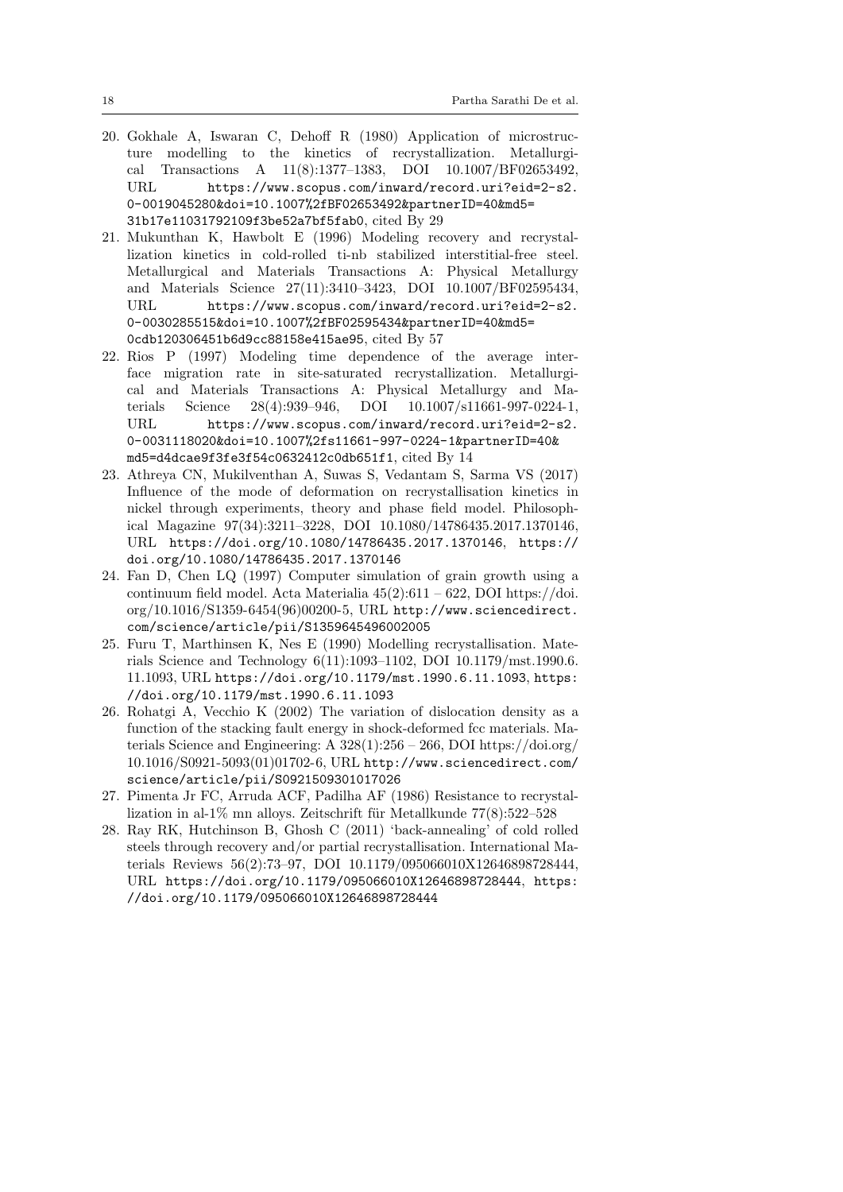20. Gokhale A, Iswaran C, Dehoff R (1980) Application of microstructure modelling to the kinetics of recrystallization. Metallurgical Transactions A 11(8):1377–1383, DOI 10.1007/BF02653492, URL https://www.scopus.com/inward/record.uri?eid=2-s2.0-0019045280&doi=10.1007%2fBF02653492&partnerID=40&md5=31b17e11031792109f3be52a7bf5fab0, cited By 29
21. Mukunthan K, Hawbolt E (1996) Modeling recovery and recrystallization kinetics in cold-rolled ti-nb stabilized interstitial-free steel. Metallurgical and Materials Transactions A: Physical Metallurgy and Materials Science 27(11):3410–3423, DOI 10.1007/BF02595434, URL https://www.scopus.com/inward/record.uri?eid=2-s2.0-0030285515&doi=10.1007%2fBF02595434&partnerID=40&md5=0cdb120306451b6d9cc88158e415ae95, cited By 57
22. Rios P (1997) Modeling time dependence of the average interface migration rate in site-saturated recrystallization. Metallurgical and Materials Transactions A: Physical Metallurgy and Materials Science 28(4):939–946, DOI 10.1007/s11661-997-0224-1, URL https://www.scopus.com/inward/record.uri?eid=2-s2.0-0031118020&doi=10.1007%2fs11661-997-0224-1&partnerID=40&md5=d4dcae9f3fe3f54c0632412c0db651f1, cited By 14
23. Athreya CN, Mukilventhan A, Suwas S, Vedantam S, Sarma VS (2017) Influence of the mode of deformation on recrystallisation kinetics in nickel through experiments, theory and phase field model. Philosophical Magazine 97(34):3211–3228, DOI 10.1080/14786435.2017.1370146, URL https://doi.org/10.1080/14786435.2017.1370146, https://doi.org/10.1080/14786435.2017.1370146
24. Fan D, Chen LQ (1997) Computer simulation of grain growth using a continuum field model. Acta Materialia 45(2):611 – 622, DOI https://doi.org/10.1016/S1359-6454(96)00200-5, URL http://www.sciencedirect.com/science/article/pii/S1359645496002005
25. Furu T, Marthinsen K, Nes E (1990) Modelling recrystallisation. Materials Science and Technology 6(11):1093–1102, DOI 10.1179/mst.1990.6.11.1093, URL https://doi.org/10.1179/mst.1990.6.11.1093, https://doi.org/10.1179/mst.1990.6.11.1093
26. Rohatgi A, Vecchio K (2002) The variation of dislocation density as a function of the stacking fault energy in shock-deformed fcc materials. Materials Science and Engineering: A 328(1):256 – 266, DOI https://doi.org/10.1016/S0921-5093(01)01702-6, URL http://www.sciencedirect.com/science/article/pii/S0921509301017026
27. Pimenta Jr FC, Arruda ACF, Padilha AF (1986) Resistance to recrystallization in al-1% mn alloys. Zeitschrift für Metallkunde 77(8):522–528
28. Ray RK, Hutchinson B, Ghosh C (2011) 'back-annealing' of cold rolled steels through recovery and/or partial recrystallisation. International Materials Reviews 56(2):73–97, DOI 10.1179/095066010X12646898728444, URL https://doi.org/10.1179/095066010X12646898728444, https://doi.org/10.1179/095066010X12646898728444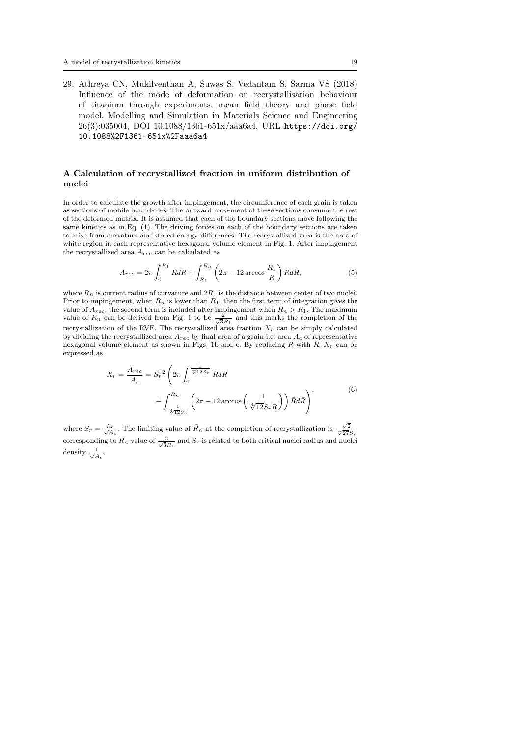29. Athreya CN, Mukilventhan A, Suwas S, Vedantam S, Sarma VS (2018) Influence of the mode of deformation on recrystallisation behaviour of titanium through experiments, mean field theory and phase field model. Modelling and Simulation in Materials Science and Engineering 26(3):035004, DOI 10.1088/1361-651x/aaa6a4, URL https://doi.org/10.1088%2F1361-651x%2Faaa6a4

## A Calculation of recrystallized fraction in uniform distribution of nuclei

In order to calculate the growth after impingement, the circumference of each grain is taken as sections of mobile boundaries. The outward movement of these sections consume the rest of the deformed matrix. It is assumed that each of the boundary sections move following the same kinetics as in Eq. (1). The driving forces on each of the boundary sections are taken to arise from curvature and stored energy differences. The recrystallized area is the area of white region in each representative hexagonal volume element in Fig. 1. After impingement the recrystallized area $A_{rec}$ can be calculated as

$$A_{rec} = 2\pi \int_0^{R_1} R dR + \int_{R_1}^{R_n} \left(2\pi - 12 \arccos \frac{R_1}{R}\right) R dR, \tag{5}$$

where $R_n$ is current radius of curvature and $2R_1$ is the distance between center of two nuclei. Prior to impingement, when $R_n$ is lower than $R_1$, then the first term of integration gives the value of $A_{rec}$; the second term is included after impingement when $R_n > R_1$. The maximum value of $R_n$ can be derived from Fig. 1 to be $\frac{2}{\sqrt{3}R_1}$ and this marks the completion of the recrystallization of the RVE. The recrystallized area fraction $X_r$ can be simply calculated by dividing the recrystallized area $A_{rec}$ by final area of a grain i.e. area $A_c$ of representative hexagonal volume element as shown in Figs. 1b and c. By replacing $R$ with $\bar{R}$, $X_r$ can be expressed as

$$X_r = \frac{A_{rec}}{A_c} = {S_r}^2 \left(2\pi \int_0^{\frac{1}{\sqrt[4]{12}S_r}} \bar{R} d\bar{R} + \int_{\frac{1}{\sqrt[4]{12}S_r}}^{\bar{R}_n} \left(2\pi - 12 \arccos\left(\frac{1}{\sqrt[4]{12}S_r \bar{R}}\right)\right) \bar{R} d\bar{R}\right), \tag{6}$$

where $S_r = \frac{R_c}{\sqrt{A_c}}$. The limiting value of $\bar{R}_n$ at the completion of recrystallization is $\frac{\sqrt{2}}{\sqrt[4]{27}S_r}$ corresponding to $R_n$ value of $\frac{2}{\sqrt{3}R_1}$ and $S_r$ is related to both critical nuclei radius and nuclei density $\frac{1}{\sqrt{A_c}}$.